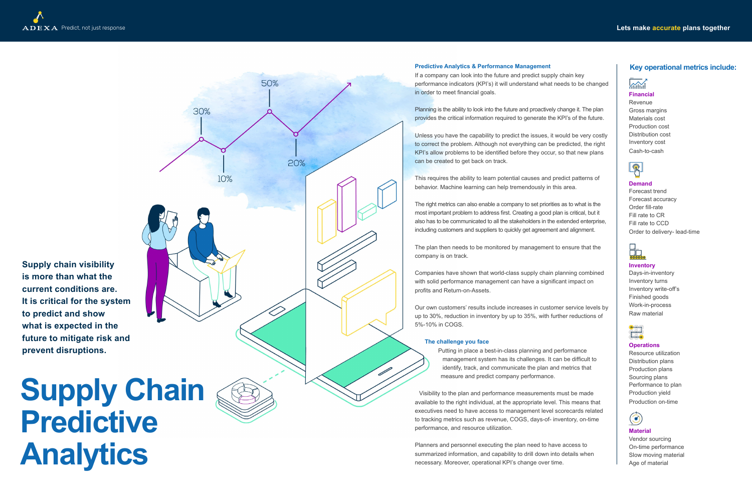ADEXA Predict, not just response

Lets make accurate plans together

# Supply Chain Predictive Analytics

**Supply chain visibility is more than what the current conditions are. It is critical for the system to predict and show what is expected in the future to mitigate risk and prevent disruptions.**

### Predictive Analytics & Performance Management

If a company can look into the future and predict supply chain key performance indicators (KPI's) it will understand what needs to be changed in order to meet financial goals.

Planning is the ability to look into the future and proactively change it. The plan provides the critical information required to generate the KPI's of the future.

Unless you have the capability to predict the issues, it would be very costly to correct the problem. Although not everything can be predicted, the right KPI's allow problems to be identified before they occur, so that new plans can be created to get back on track.

This requires the ability to learn potential causes and predict patterns of behavior. Machine learning can help tremendously in this area.

The right metrics can also enable a company to set priorities as to what is the most important problem to address first. Creating a good plan is critical, but it also has to be communicated to all the stakeholders in the extended enterprise, including customers and suppliers to quickly get agreement and alignment.

The plan then needs to be monitored by management to ensure that the company is on track.

Companies have shown that world-class supply chain planning combined with solid performance management can have a significant impact on profits and Return-on-Assets.

Our own customers' results include increases in customer service levels by up to 30%, reduction in inventory by up to 35%, with further reductions of 5%-10% in COGS.

### The challenge you face

Putting in place a best-in-class planning and performance management system has its challenges. It can be difficult to identify, track, and communicate the plan and metrics that measure and predict company performance.

Visibility to the plan and performance measurements must be made available to the right individual, at the appropriate level. This means that executives need to have access to management level scorecards related to tracking metrics such as revenue, COGS, days-of- inventory, on-time performance, and resource utilization.

Planners and personnel executing the plan need to have access to summarized information, and capability to drill down into details when necessary. Moreover, operational KPI's change over time.

## Key operational metrics include:

**Financial**
- Revenue
- Gross margins
- Materials cost
- Production cost
- Distribution cost
- Inventory cost
- Cash-to-cash

**Demand**
- Forecast trend
- Forecast accuracy
- Order fill-rate
- Fill rate to CR
- Fill rate to CCD
- Order to delivery- lead-time

**Inventory**
- Days-in-inventory
- Inventory turns
- Inventory write-off's
- Finished goods
- Work-in-process
- Raw material

**Operations**
- Resource utilization
- Distribution plans
- Production plans
- Sourcing plans
- Performance to plan
- Production yield
- Production on-time

**Material**
- Vendor sourcing
- On-time performance
- Slow moving material
- Age of material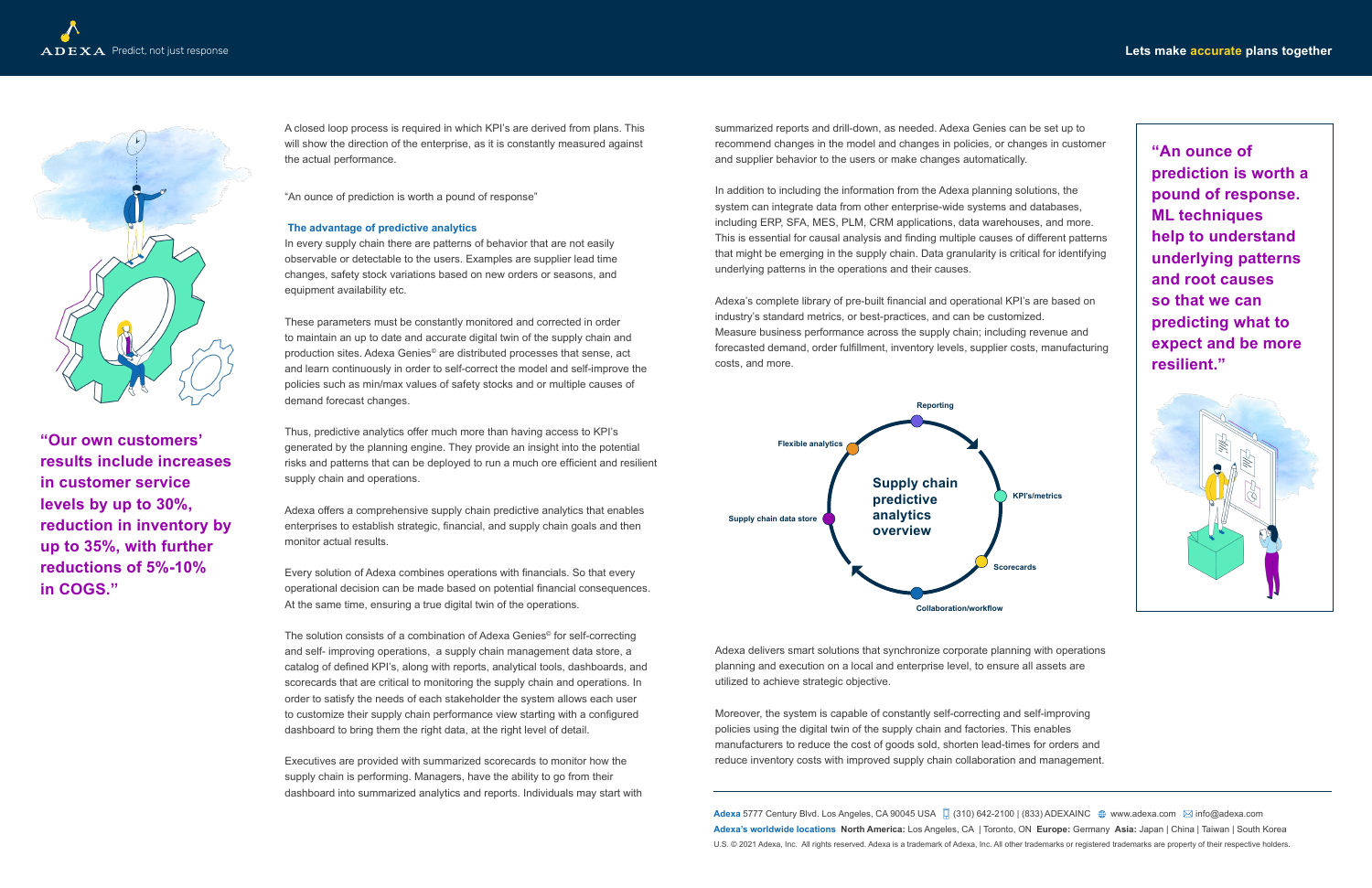"Our own customers' results include increases in customer service levels by up to 30%, reduction in inventory by up to 35%, with further reductions of 5%-10% in COGS."

A closed loop process is required in which KPI's are derived from plans. This will show the direction of the enterprise, as it is constantly measured against the actual performance.

"An ounce of prediction is worth a pound of response"

### The advantage of predictive analytics

In every supply chain there are patterns of behavior that are not easily observable or detectable to the users. Examples are supplier lead time changes, safety stock variations based on new orders or seasons, and equipment availability etc.

These parameters must be constantly monitored and corrected in order to maintain an up to date and accurate digital twin of the supply chain and production sites. Adexa Genies© are distributed processes that sense, act and learn continuously in order to self-correct the model and self-improve the policies such as min/max values of safety stocks and or multiple causes of demand forecast changes.

Thus, predictive analytics offer much more than having access to KPI's generated by the planning engine. They provide an insight into the potential risks and patterns that can be deployed to run a much ore efficient and resilient supply chain and operations.

Adexa offers a comprehensive supply chain predictive analytics that enables enterprises to establish strategic, financial, and supply chain goals and then monitor actual results.

Every solution of Adexa combines operations with financials. So that every operational decision can be made based on potential financial consequences. At the same time, ensuring a true digital twin of the operations.

The solution consists of a combination of Adexa Genies© for self-correcting and self- improving operations, a supply chain management data store, a catalog of defined KPI's, along with reports, analytical tools, dashboards, and scorecards that are critical to monitoring the supply chain and operations. In order to satisfy the needs of each stakeholder the system allows each user to customize their supply chain performance view starting with a configured dashboard to bring them the right data, at the right level of detail.

Executives are provided with summarized scorecards to monitor how the supply chain is performing. Managers, have the ability to go from their dashboard into summarized analytics and reports. Individuals may start with summarized reports and drill-down, as needed. Adexa Genies can be set up to recommend changes in the model and changes in policies, or changes in customer and supplier behavior to the users or make changes automatically.

In addition to including the information from the Adexa planning solutions, the system can integrate data from other enterprise-wide systems and databases, including ERP, SFA, MES, PLM, CRM applications, data warehouses, and more. This is essential for causal analysis and finding multiple causes of different patterns that might be emerging in the supply chain. Data granularity is critical for identifying underlying patterns in the operations and their causes.

Adexa's complete library of pre-built financial and operational KPI's are based on industry's standard metrics, or best-practices, and can be customized. Measure business performance across the supply chain; including revenue and forecasted demand, order fulfillment, inventory levels, supplier costs, manufacturing costs, and more.

Supply chain predictive analytics overview

Reporting

KPI's/metrics

Scorecards

Collaboration/workflow

Supply chain data store

Flexible analytics

Adexa delivers smart solutions that synchronize corporate planning with operations planning and execution on a local and enterprise level, to ensure all assets are utilized to achieve strategic objective.

Moreover, the system is capable of constantly self-correcting and self-improving policies using the digital twin of the supply chain and factories. This enables manufacturers to reduce the cost of goods sold, shorten lead-times for orders and reduce inventory costs with improved supply chain collaboration and management.

"An ounce of prediction is worth a pound of response. ML techniques help to understand underlying patterns and root causes so that we can predicting what to expect and be more resilient."

**Adexa** 5777 Century Blvd. Los Angeles, CA 90045 USA (310) 642-2100 | (833) ADEXAINC www.adexa.com info@adexa.com

**Adexa's worldwide locations** **North America:** Los Angeles, CA | Toronto, ON **Europe:** Germany **Asia:** Japan | China | Taiwan | South Korea

U.S. © 2021 Adexa, Inc. All rights reserved. Adexa is a trademark of Adexa, Inc. All other trademarks or registered trademarks are property of their respective holders.